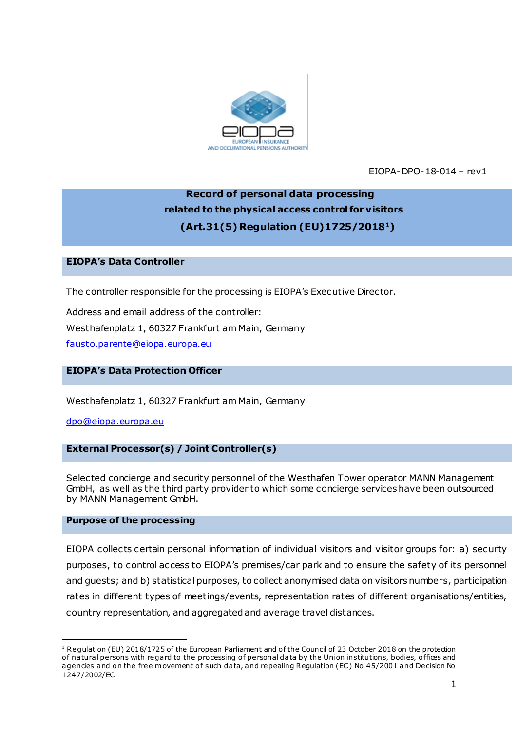EIOPA-DPO-18-014 – rev1

# Record of personal data processing related to the physical access control for visitors (Art.31(5) Regulation (EU)1725/2018[1])

## EIOPA's Data Controller

The controller responsible for the processing is EIOPA's Executive Director.

Address and email address of the controller:
Westhafenplatz 1, 60327 Frankfurt am Main, Germany
fausto.parente@eiopa.europa.eu

## EIOPA's Data Protection Officer

Westhafenplatz 1, 60327 Frankfurt am Main, Germany

dpo@eiopa.europa.eu

## External Processor(s) / Joint Controller(s)

Selected concierge and security personnel of the Westhafen Tower operator MANN Management GmbH, as well as the third party provider to which some concierge services have been outsourced by MANN Management GmbH.

## Purpose of the processing

EIOPA collects certain personal information of individual visitors and visitor groups for: a) security purposes, to control access to EIOPA's premises/car park and to ensure the safety of its personnel and guests; and b) statistical purposes, to collect anonymised data on visitors numbers, participation rates in different types of meetings/events, representation rates of different organisations/entities, country representation, and aggregated and average travel distances.

[1] Regulation (EU) 2018/1725 of the European Parliament and of the Council of 23 October 2018 on the protection of natural persons with regard to the processing of personal data by the Union institutions, bodies, offices and agencies and on the free movement of such data, and repealing Regulation (EC) No 45/2001 and Decision No 1247/2002/EC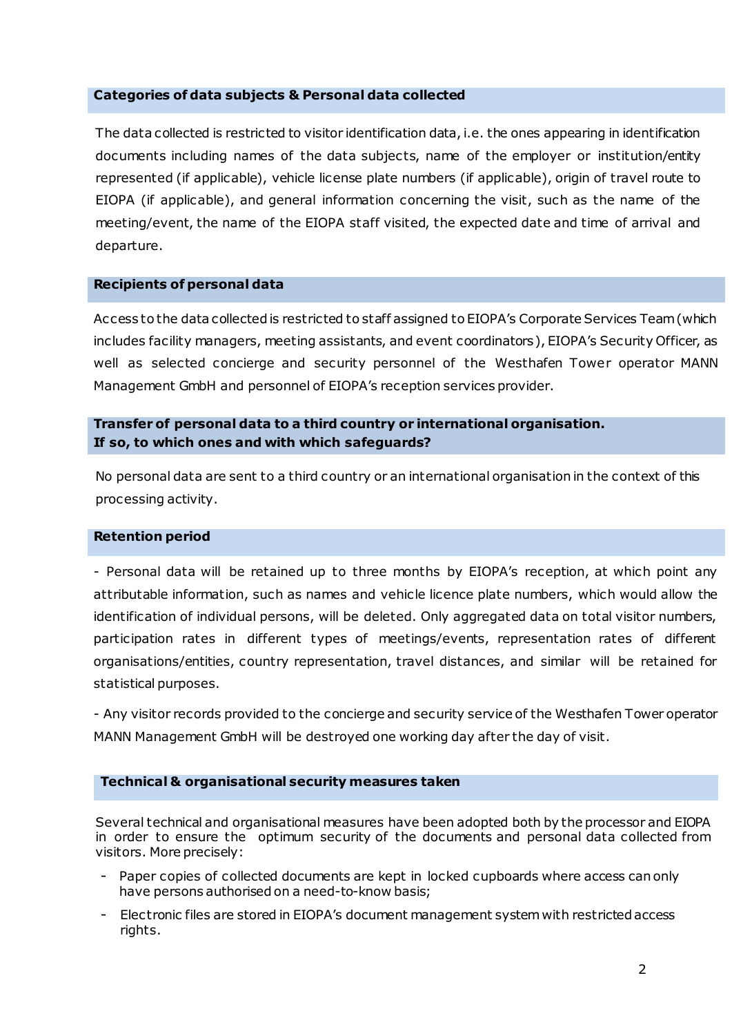## Categories of data subjects & Personal data collected

The data collected is restricted to visitor identification data, i.e. the ones appearing in identification documents including names of the data subjects, name of the employer or institution/entity represented (if applicable), vehicle license plate numbers (if applicable), origin of travel route to EIOPA (if applicable), and general information concerning the visit, such as the name of the meeting/event, the name of the EIOPA staff visited, the expected date and time of arrival and departure.

## Recipients of personal data

Access to the data collected is restricted to staff assigned to EIOPA's Corporate Services Team (which includes facility managers, meeting assistants, and event coordinators), EIOPA's Security Officer, as well as selected concierge and security personnel of the Westhafen Tower operator MANN Management GmbH and personnel of EIOPA's reception services provider.

## Transfer of personal data to a third country or international organisation. If so, to which ones and with which safeguards?

No personal data are sent to a third country or an international organisation in the context of this processing activity.

## Retention period

- Personal data will be retained up to three months by EIOPA's reception, at which point any attributable information, such as names and vehicle licence plate numbers, which would allow the identification of individual persons, will be deleted. Only aggregated data on total visitor numbers, participation rates in different types of meetings/events, representation rates of different organisations/entities, country representation, travel distances, and similar will be retained for statistical purposes.

- Any visitor records provided to the concierge and security service of the Westhafen Tower operator MANN Management GmbH will be destroyed one working day after the day of visit.

## Technical & organisational security measures taken

Several technical and organisational measures have been adopted both by the processor and EIOPA in order to ensure the optimum security of the documents and personal data collected from visitors. More precisely:

- Paper copies of collected documents are kept in locked cupboards where access can only have persons authorised on a need-to-know basis;
- Electronic files are stored in EIOPA's document management system with restricted access rights.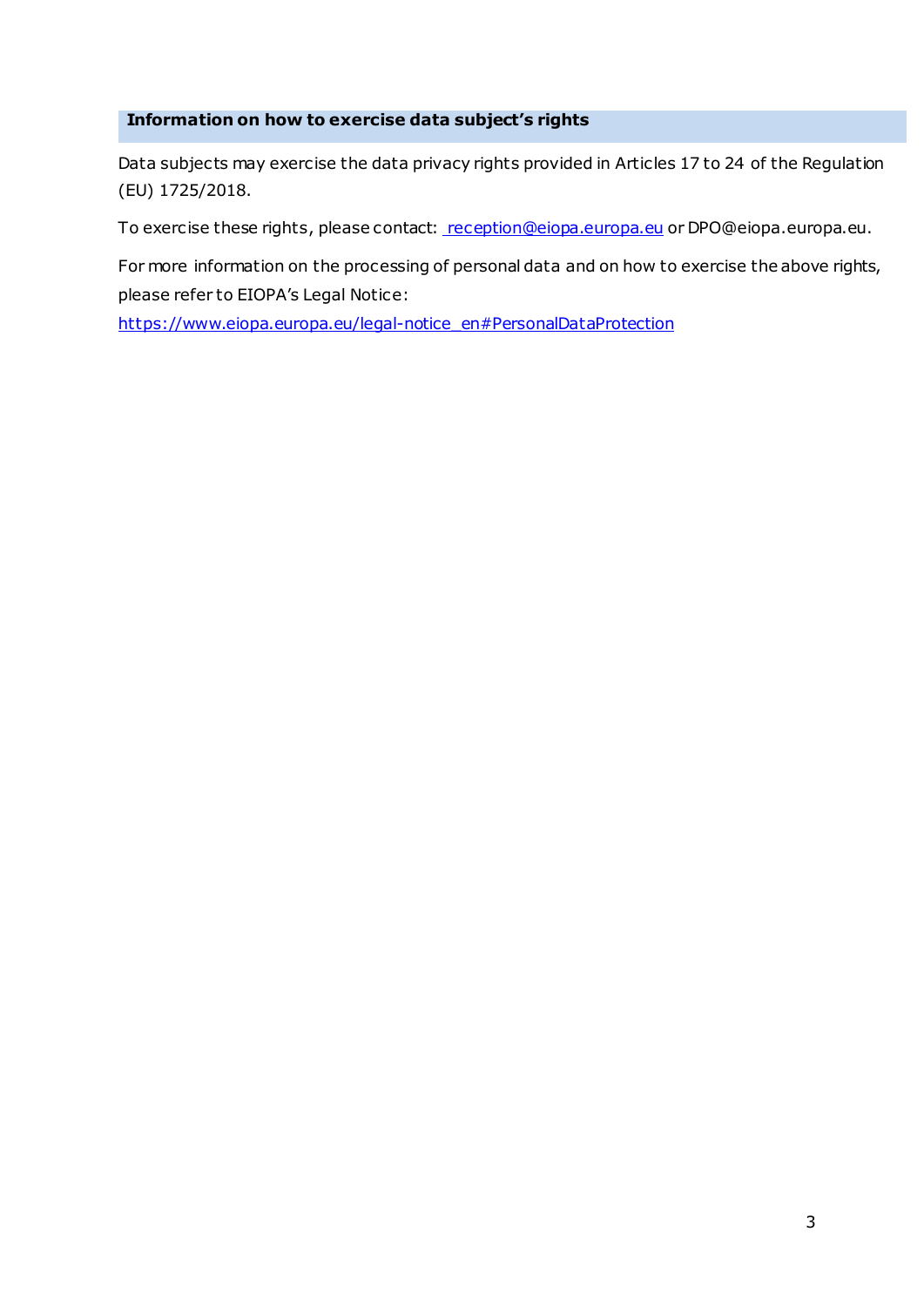## Information on how to exercise data subject's rights

Data subjects may exercise the data privacy rights provided in Articles 17 to 24 of the Regulation (EU) 1725/2018.

To exercise these rights, please contact: reception@eiopa.europa.eu or DPO@eiopa.europa.eu.

For more information on the processing of personal data and on how to exercise the above rights, please refer to EIOPA's Legal Notice:

https://www.eiopa.europa.eu/legal-notice_en#PersonalDataProtection